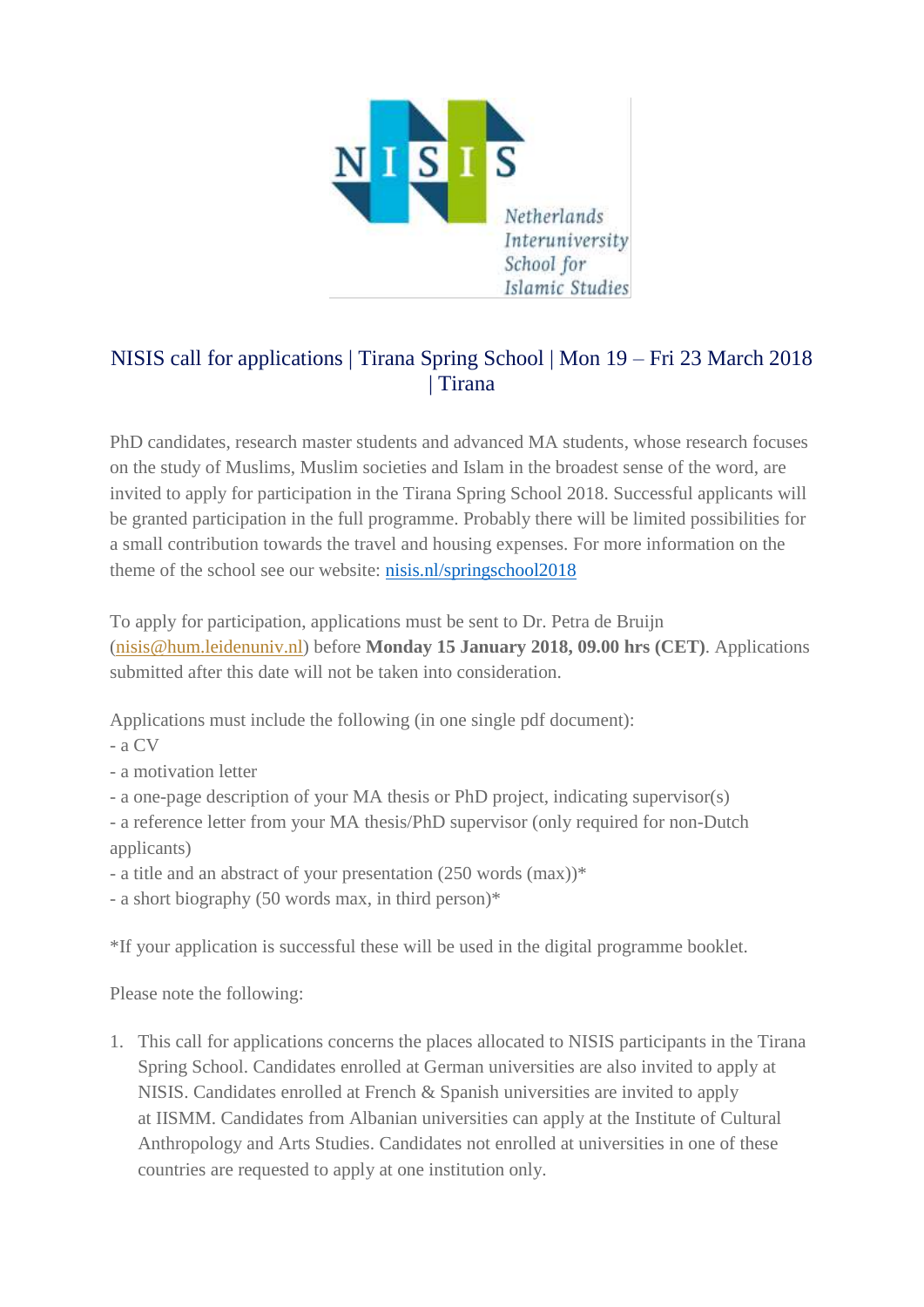NISIS Netherlands Interuniversity School for Islamic Studies

## NISIS call for applications | Tirana Spring School | Mon 19 – Fri 23 March 2018 | Tirana

PhD candidates, research master students and advanced MA students, whose research focuses on the study of Muslims, Muslim societies and Islam in the broadest sense of the word, are invited to apply for participation in the Tirana Spring School 2018. Successful applicants will be granted participation in the full programme. Probably there will be limited possibilities for a small contribution towards the travel and housing expenses. For more information on the theme of the school see our website: [nisis.nl/springschool2018](nisis.nl/springschool2018)

To apply for participation, applications must be sent to Dr. Petra de Bruijn ([nisis@hum.leidenuniv.nl](mailto:nisis@hum.leidenuniv.nl)) before **Monday 15 January 2018, 09.00 hrs (CET)**. Applications submitted after this date will not be taken into consideration.

Applications must include the following (in one single pdf document):

- a CV
- a motivation letter
- a one-page description of your MA thesis or PhD project, indicating supervisor(s)
- a reference letter from your MA thesis/PhD supervisor (only required for non-Dutch applicants)
- a title and an abstract of your presentation (250 words (max))*
- a short biography (50 words max, in third person)*

*If your application is successful these will be used in the digital programme booklet.

Please note the following:

1. This call for applications concerns the places allocated to NISIS participants in the Tirana Spring School. Candidates enrolled at German universities are also invited to apply at NISIS. Candidates enrolled at French & Spanish universities are invited to apply at IISMM. Candidates from Albanian universities can apply at the Institute of Cultural Anthropology and Arts Studies. Candidates not enrolled at universities in one of these countries are requested to apply at one institution only.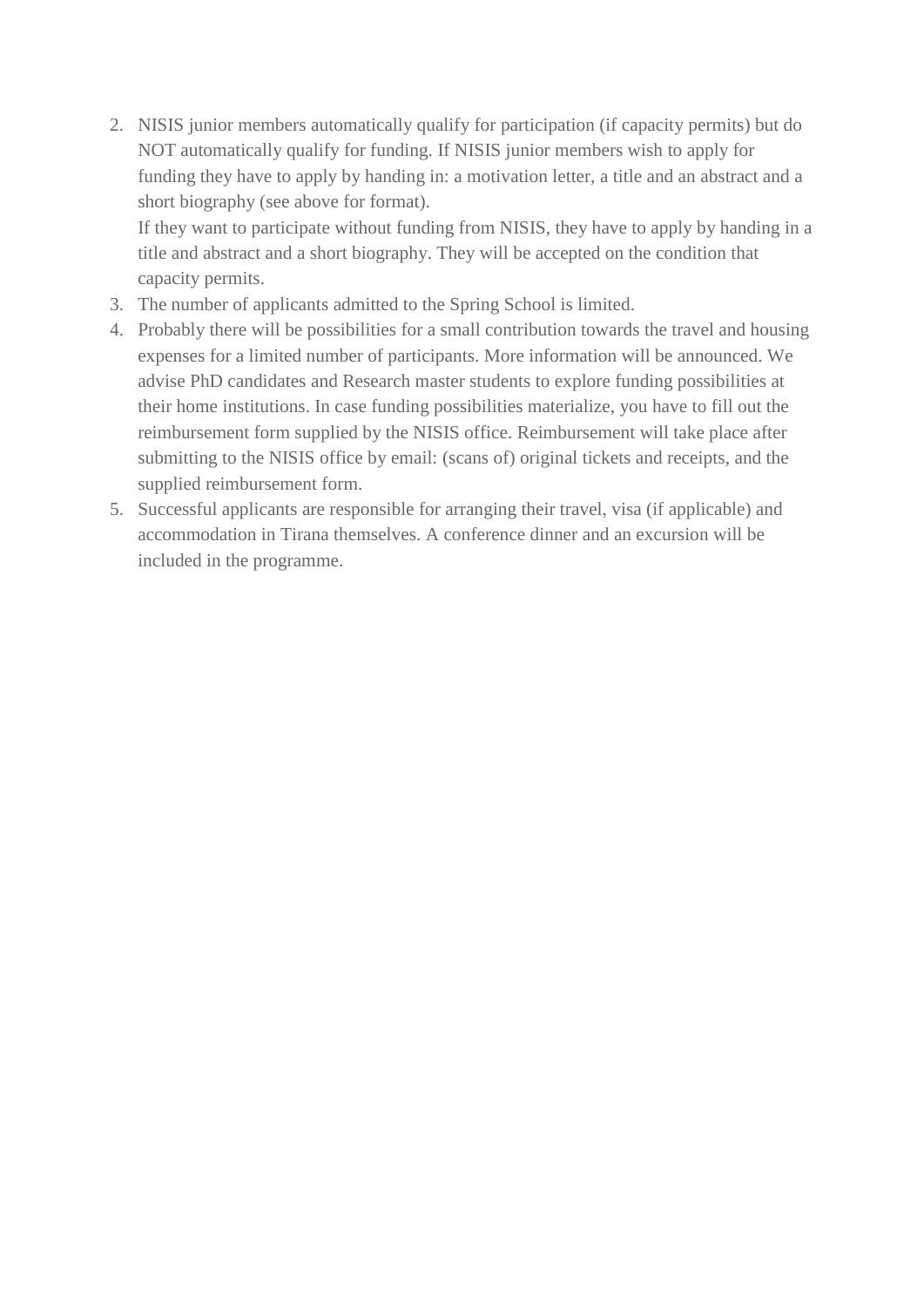2. NISIS junior members automatically qualify for participation (if capacity permits) but do NOT automatically qualify for funding. If NISIS junior members wish to apply for funding they have to apply by handing in: a motivation letter, a title and an abstract and a short biography (see above for format).
   If they want to participate without funding from NISIS, they have to apply by handing in a title and abstract and a short biography. They will be accepted on the condition that capacity permits.
3. The number of applicants admitted to the Spring School is limited.
4. Probably there will be possibilities for a small contribution towards the travel and housing expenses for a limited number of participants. More information will be announced. We advise PhD candidates and Research master students to explore funding possibilities at their home institutions. In case funding possibilities materialize, you have to fill out the reimbursement form supplied by the NISIS office. Reimbursement will take place after submitting to the NISIS office by email: (scans of) original tickets and receipts, and the supplied reimbursement form.
5. Successful applicants are responsible for arranging their travel, visa (if applicable) and accommodation in Tirana themselves. A conference dinner and an excursion will be included in the programme.